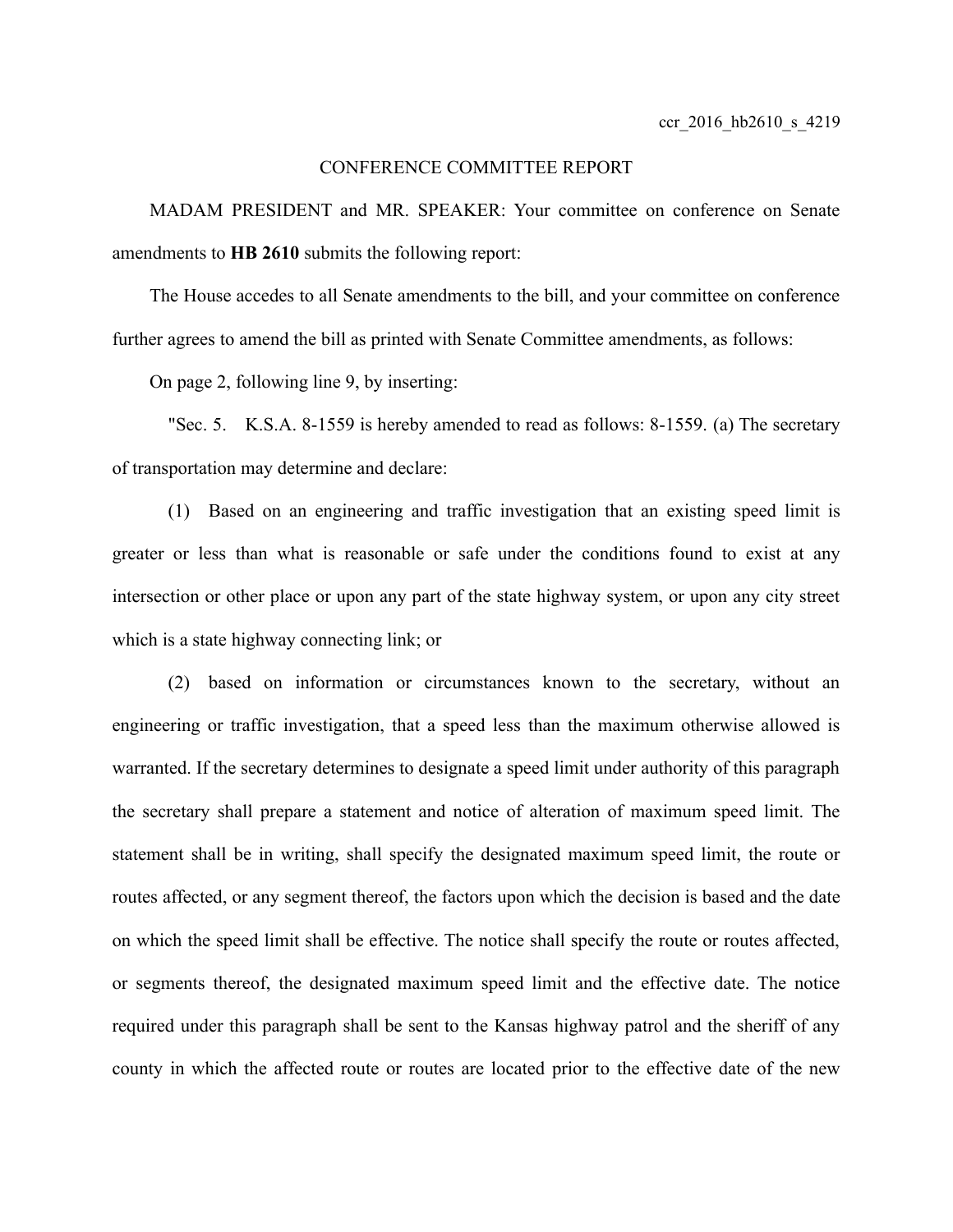ccr_2016_hb2610_s_4219

CONFERENCE COMMITTEE REPORT

MADAM PRESIDENT and MR. SPEAKER: Your committee on conference on Senate amendments to **HB 2610** submits the following report:

The House accedes to all Senate amendments to the bill, and your committee on conference further agrees to amend the bill as printed with Senate Committee amendments, as follows:

On page 2, following line 9, by inserting:

"Sec. 5. K.S.A. 8-1559 is hereby amended to read as follows: 8-1559. (a) The secretary of transportation may determine and declare:

(1) Based on an engineering and traffic investigation that an existing speed limit is greater or less than what is reasonable or safe under the conditions found to exist at any intersection or other place or upon any part of the state highway system, or upon any city street which is a state highway connecting link; or

(2) based on information or circumstances known to the secretary, without an engineering or traffic investigation, that a speed less than the maximum otherwise allowed is warranted. If the secretary determines to designate a speed limit under authority of this paragraph the secretary shall prepare a statement and notice of alteration of maximum speed limit. The statement shall be in writing, shall specify the designated maximum speed limit, the route or routes affected, or any segment thereof, the factors upon which the decision is based and the date on which the speed limit shall be effective. The notice shall specify the route or routes affected, or segments thereof, the designated maximum speed limit and the effective date. The notice required under this paragraph shall be sent to the Kansas highway patrol and the sheriff of any county in which the affected route or routes are located prior to the effective date of the new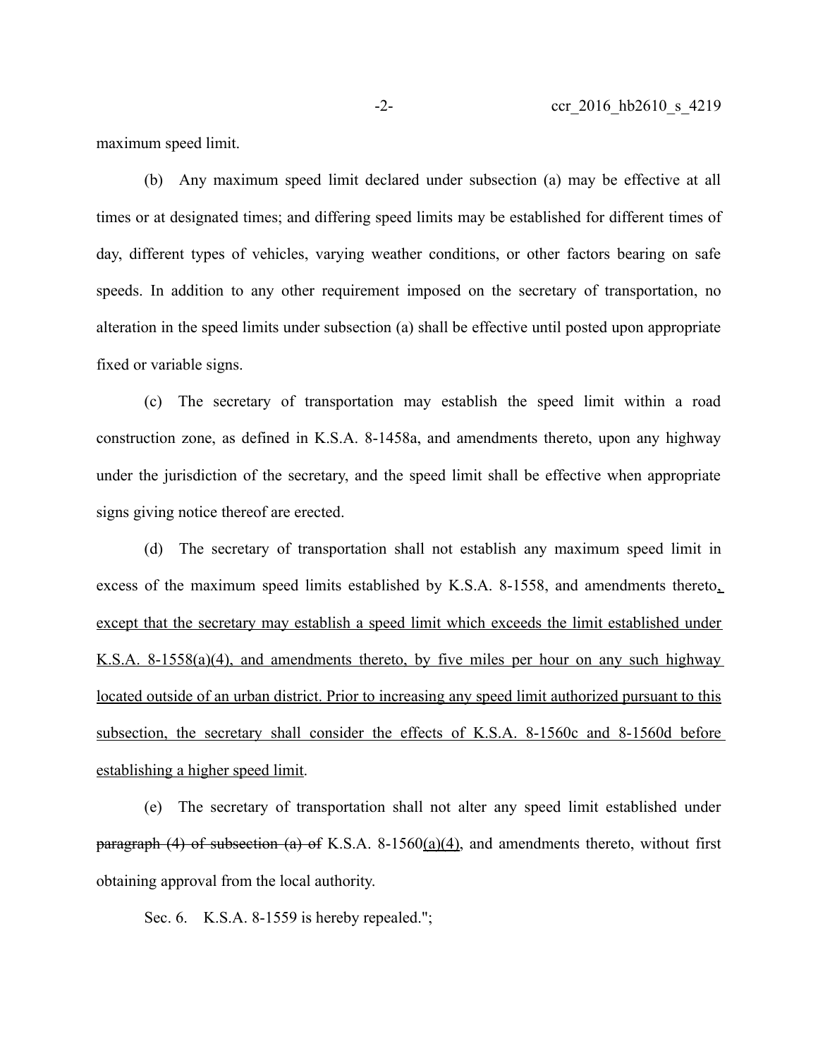maximum speed limit.

(b) Any maximum speed limit declared under subsection (a) may be effective at all times or at designated times; and differing speed limits may be established for different times of day, different types of vehicles, varying weather conditions, or other factors bearing on safe speeds. In addition to any other requirement imposed on the secretary of transportation, no alteration in the speed limits under subsection (a) shall be effective until posted upon appropriate fixed or variable signs.

(c) The secretary of transportation may establish the speed limit within a road construction zone, as defined in K.S.A. 8-1458a, and amendments thereto, upon any highway under the jurisdiction of the secretary, and the speed limit shall be effective when appropriate signs giving notice thereof are erected.

(d) The secretary of transportation shall not establish any maximum speed limit in excess of the maximum speed limits established by K.S.A. 8-1558, and amendments thereto<u>, except that the secretary may establish a speed limit which exceeds the limit established under K.S.A. 8-1558(a)(4), and amendments thereto, by five miles per hour on any such highway located outside of an urban district. Prior to increasing any speed limit authorized pursuant to this subsection, the secretary shall consider the effects of K.S.A. 8-1560c and 8-1560d before establishing a higher speed limit</u>.

(e) The secretary of transportation shall not alter any speed limit established under ~~paragraph (4) of subsection (a) of~~ K.S.A. 8-1560<u>(a)(4)</u>, and amendments thereto, without first obtaining approval from the local authority.

Sec. 6. K.S.A. 8-1559 is hereby repealed.";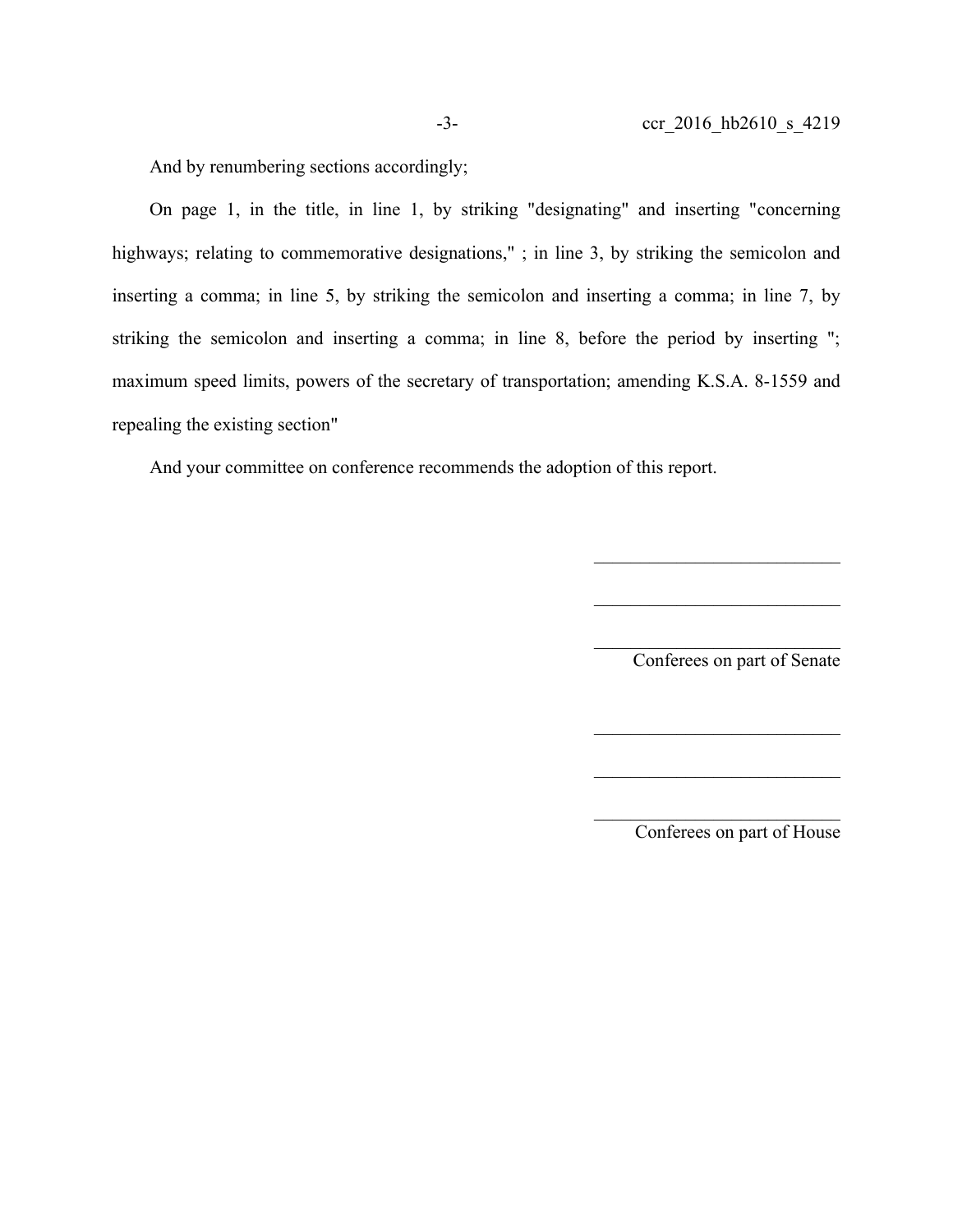And by renumbering sections accordingly;

On page 1, in the title, in line 1, by striking "designating" and inserting "concerning highways; relating to commemorative designations," ; in line 3, by striking the semicolon and inserting a comma; in line 5, by striking the semicolon and inserting a comma; in line 7, by striking the semicolon and inserting a comma; in line 8, before the period by inserting "; maximum speed limits, powers of the secretary of transportation; amending K.S.A. 8-1559 and repealing the existing section"

And your committee on conference recommends the adoption of this report.

\_\_\_\_\_\_\_\_\_\_\_\_\_\_\_\_\_\_\_\_\_\_\_\_\_\_

\_\_\_\_\_\_\_\_\_\_\_\_\_\_\_\_\_\_\_\_\_\_\_\_\_\_

\_\_\_\_\_\_\_\_\_\_\_\_\_\_\_\_\_\_\_\_\_\_\_\_\_\_

Conferees on part of Senate

\_\_\_\_\_\_\_\_\_\_\_\_\_\_\_\_\_\_\_\_\_\_\_\_\_\_

\_\_\_\_\_\_\_\_\_\_\_\_\_\_\_\_\_\_\_\_\_\_\_\_\_\_

\_\_\_\_\_\_\_\_\_\_\_\_\_\_\_\_\_\_\_\_\_\_\_\_\_\_

Conferees on part of House